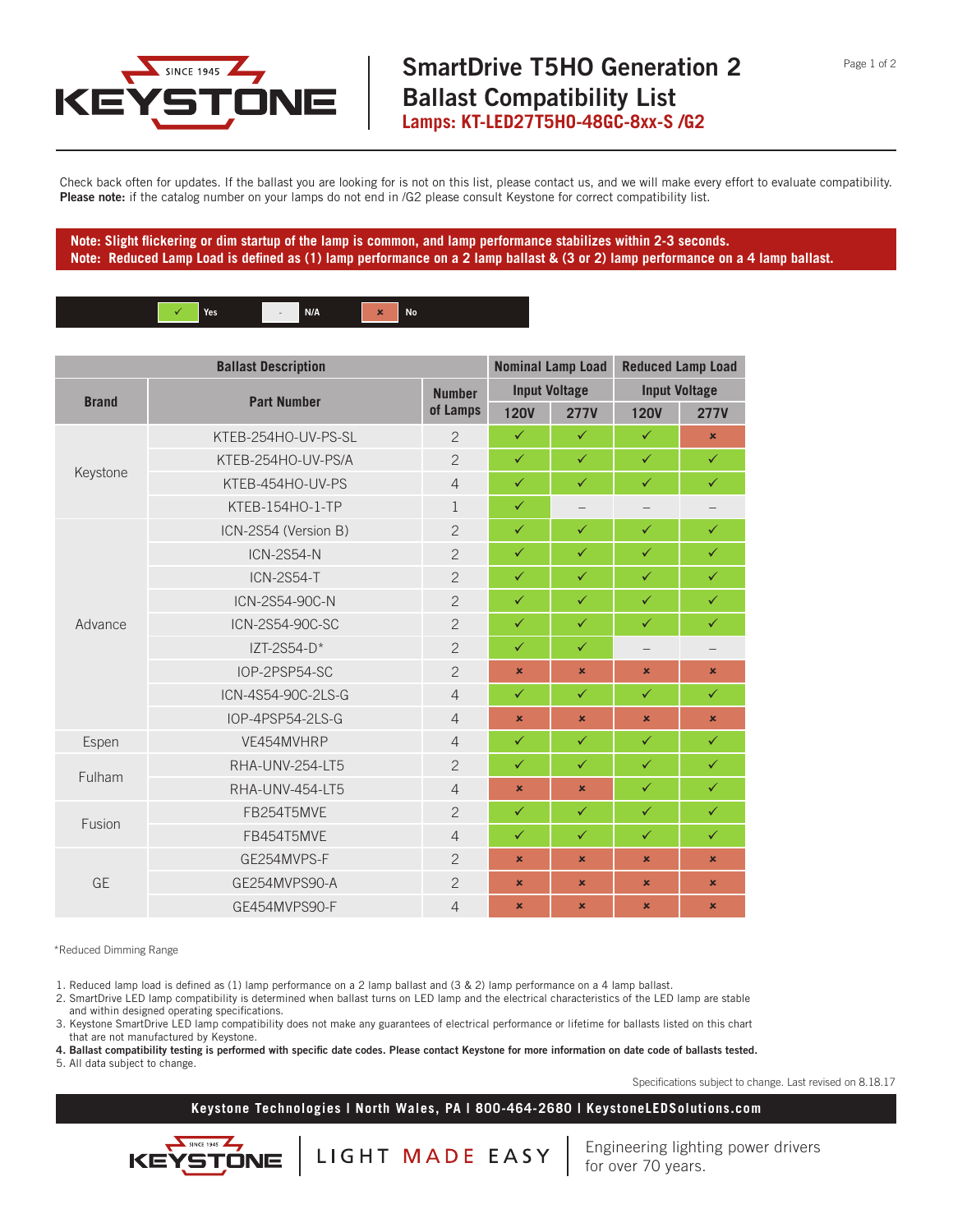# SmartDrive T5HO Generation 2 Ballast Compatibility List

**Lamps: KT-LED27T5HO-48GC-8xx-S /G2**

Check back often for updates. If the ballast you are looking for is not on this list, please contact us, and we will make every effort to evaluate compatibility.
**Please note:** if the catalog number on your lamps do not end in /G2 please consult Keystone for correct compatibility list.

**Note: Slight flickering or dim startup of the lamp is common, and lamp performance stabilizes within 2-3 seconds.**
**Note: Reduced Lamp Load is defined as (1) lamp performance on a 2 lamp ballast & (3 or 2) lamp performance on a 4 lamp ballast.**

✓ Yes | – N/A | × No

| Ballast Description | | | Nominal Lamp Load | | Reduced Lamp Load | |
|---|---|---|---|---|---|---|
| Brand | Part Number | Number of Lamps | Input Voltage | | Input Voltage | |
| | | | 120V | 277V | 120V | 277V |
| Keystone | KTEB-254HO-UV-PS-SL | 2 | ✓ | ✓ | ✓ | × |
| | KTEB-254HO-UV-PS/A | 2 | ✓ | ✓ | ✓ | ✓ |
| | KTEB-454HO-UV-PS | 4 | ✓ | ✓ | ✓ | ✓ |
| | KTEB-154HO-1-TP | 1 | ✓ | – | – | – |
| Advance | ICN-2S54 (Version B) | 2 | ✓ | ✓ | ✓ | ✓ |
| | ICN-2S54-N | 2 | ✓ | ✓ | ✓ | ✓ |
| | ICN-2S54-T | 2 | ✓ | ✓ | ✓ | ✓ |
| | ICN-2S54-90C-N | 2 | ✓ | ✓ | ✓ | ✓ |
| | ICN-2S54-90C-SC | 2 | ✓ | ✓ | ✓ | ✓ |
| | IZT-2S54-D* | 2 | ✓ | ✓ | – | – |
| | IOP-2PSP54-SC | 2 | × | × | × | × |
| | ICN-4S54-90C-2LS-G | 4 | ✓ | ✓ | ✓ | ✓ |
| | IOP-4PSP54-2LS-G | 4 | × | × | × | × |
| Espen | VE454MVHRP | 4 | ✓ | ✓ | ✓ | ✓ |
| Fulham | RHA-UNV-254-LT5 | 2 | ✓ | ✓ | ✓ | ✓ |
| | RHA-UNV-454-LT5 | 4 | × | × | ✓ | ✓ |
| Fusion | FB254T5MVE | 2 | ✓ | ✓ | ✓ | ✓ |
| | FB454T5MVE | 4 | ✓ | ✓ | ✓ | ✓ |
| GE | GE254MVPS-F | 2 | × | × | × | × |
| | GE254MVPS90-A | 2 | × | × | × | × |
| | GE454MVPS90-F | 4 | × | × | × | × |

*Reduced Dimming Range

1. Reduced lamp load is defined as (1) lamp performance on a 2 lamp ballast and (3 & 2) lamp performance on a 4 lamp ballast.
2. SmartDrive LED lamp compatibility is determined when ballast turns on LED lamp and the electrical characteristics of the LED lamp are stable and within designed operating specifications.
3. Keystone SmartDrive LED lamp compatibility does not make any guarantees of electrical performance or lifetime for ballasts listed on this chart that are not manufactured by Keystone.
4. **Ballast compatibility testing is performed with specific date codes. Please contact Keystone for more information on date code of ballasts tested.**
5. All data subject to change.

Specifications subject to change. Last revised on 8.18.17

**Keystone Technologies | North Wales, PA | 800-464-2680 | KeystoneLEDSolutions.com**

LIGHT MADE EASY

Engineering lighting power drivers for over 70 years.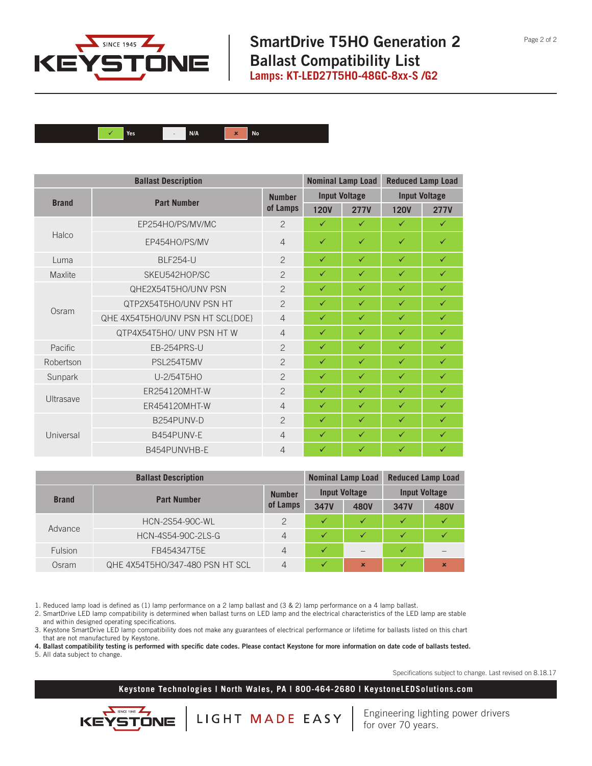# SmartDrive T5HO Generation 2 Ballast Compatibility List

**Lamps: KT-LED27T5HO-48GC-8xx-S /G2**

| ✓ Yes | - N/A | × No |
|---|---|---|

| Ballast Description | | | Nominal Lamp Load | | Reduced Lamp Load | |
|---|---|---|---|---|---|---|
| Brand | Part Number | Number of Lamps | Input Voltage | | Input Voltage | |
| | | | 120V | 277V | 120V | 277V |
| Halco | EP254HO/PS/MV/MC | 2 | ✓ | ✓ | ✓ | ✓ |
| | EP454HO/PS/MV | 4 | ✓ | ✓ | ✓ | ✓ |
| Luma | BLF254-U | 2 | ✓ | ✓ | ✓ | ✓ |
| Maxlite | SKEU542HOP/SC | 2 | ✓ | ✓ | ✓ | ✓ |
| Osram | QHE2X54T5HO/UNV PSN | 2 | ✓ | ✓ | ✓ | ✓ |
| | QTP2X54T5HO/UNV PSN HT | 2 | ✓ | ✓ | ✓ | ✓ |
| | QHE 4X54T5HO/UNV PSN HT SCL{DOE} | 4 | ✓ | ✓ | ✓ | ✓ |
| | QTP4X54T5HO/ UNV PSN HT W | 4 | ✓ | ✓ | ✓ | ✓ |
| Pacific | EB-254PRS-U | 2 | ✓ | ✓ | ✓ | ✓ |
| Robertson | PSL254T5MV | 2 | ✓ | ✓ | ✓ | ✓ |
| Sunpark | U-2/54T5HO | 2 | ✓ | ✓ | ✓ | ✓ |
| Ultrasave | ER254120MHT-W | 2 | ✓ | ✓ | ✓ | ✓ |
| | ER454120MHT-W | 4 | ✓ | ✓ | ✓ | ✓ |
| Universal | B254PUNV-D | 2 | ✓ | ✓ | ✓ | ✓ |
| | B454PUNV-E | 4 | ✓ | ✓ | ✓ | ✓ |
| | B454PUNVHB-E | 4 | ✓ | ✓ | ✓ | ✓ |

| Ballast Description | | | Nominal Lamp Load | | Reduced Lamp Load | |
|---|---|---|---|---|---|---|
| Brand | Part Number | Number of Lamps | Input Voltage | | Input Voltage | |
| | | | 347V | 480V | 347V | 480V |
| Advance | HCN-2S54-90C-WL | 2 | ✓ | ✓ | ✓ | ✓ |
| | HCN-4S54-90C-2LS-G | 4 | ✓ | ✓ | ✓ | ✓ |
| Fulsion | FB454347T5E | 4 | ✓ | – | ✓ | – |
| Osram | QHE 4X54T5HO/347-480 PSN HT SCL | 4 | ✓ | × | ✓ | × |

1. Reduced lamp load is defined as (1) lamp performance on a 2 lamp ballast and (3 & 2) lamp performance on a 4 lamp ballast.
2. SmartDrive LED lamp compatibility is determined when ballast turns on LED lamp and the electrical characteristics of the LED lamp are stable and within designed operating specifications.
3. Keystone SmartDrive LED lamp compatibility does not make any guarantees of electrical performance or lifetime for ballasts listed on this chart that are not manufactured by Keystone.
4. **Ballast compatibility testing is performed with specific date codes. Please contact Keystone for more information on date code of ballasts tested.**
5. All data subject to change.

Specifications subject to change. Last revised on 8.18.17

**Keystone Technologies I North Wales, PA I 800-464-2680 I KeystoneLEDSolutions.com**

LIGHT MADE EASY

Engineering lighting power drivers for over 70 years.